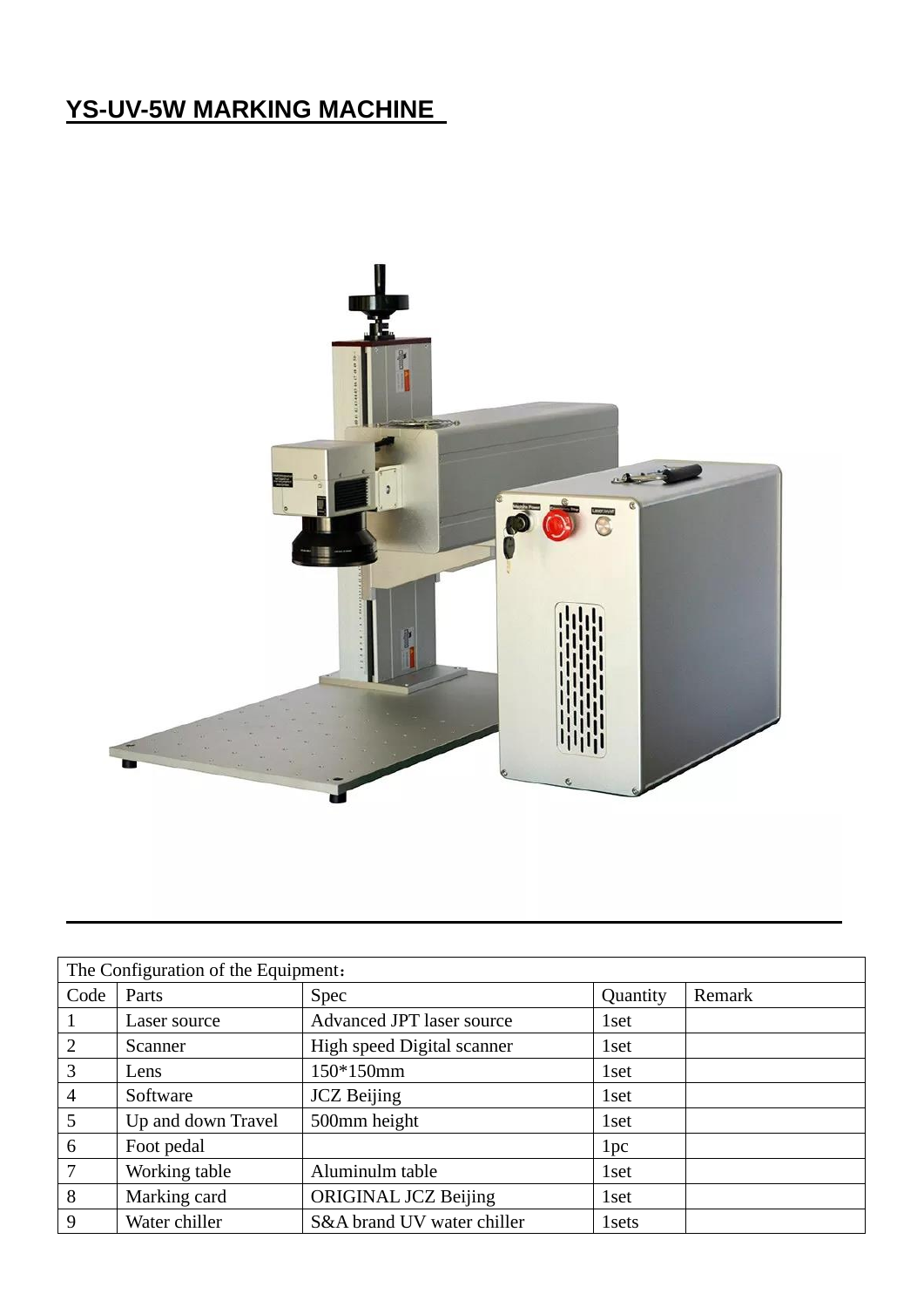# YS-UV-5W MARKING MACHINE

| The Configuration of the Equipment： | | | | |
|---|---|---|---|---|
| Code | Parts | Spec | Quantity | Remark |
| 1 | Laser source | Advanced JPT laser source | 1set | |
| 2 | Scanner | High speed Digital scanner | 1set | |
| 3 | Lens | 150*150mm | 1set | |
| 4 | Software | JCZ Beijing | 1set | |
| 5 | Up and down Travel | 500mm height | 1set | |
| 6 | Foot pedal | | 1pc | |
| 7 | Working table | Aluminulm table | 1set | |
| 8 | Marking card | ORIGINAL JCZ Beijing | 1set | |
| 9 | Water chiller | S&A brand UV water chiller | 1sets | |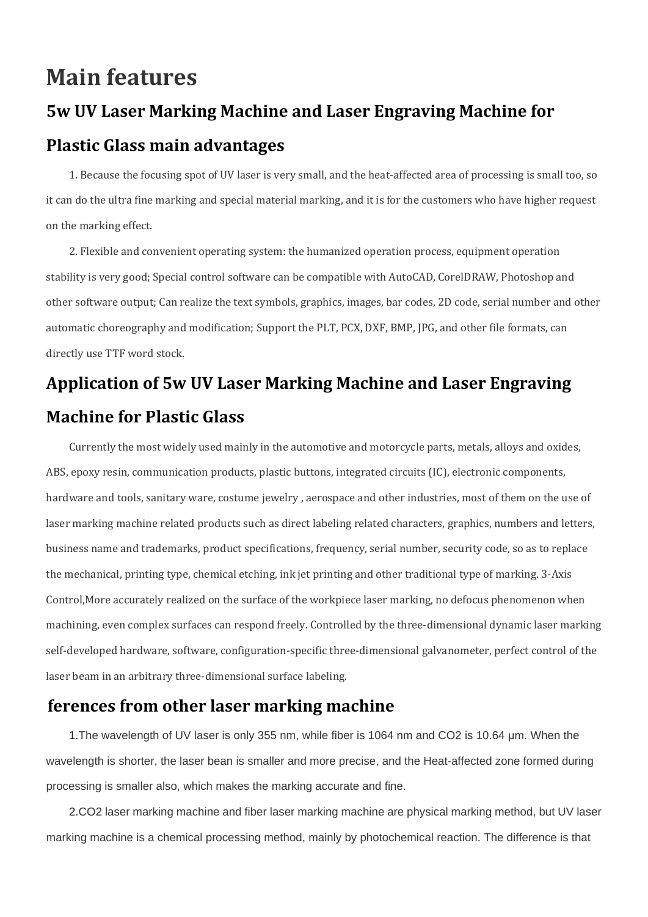# Main features

## 5w UV Laser Marking Machine and Laser Engraving Machine for Plastic Glass main advantages

1. Because the focusing spot of UV laser is very small, and the heat-affected area of processing is small too, so it can do the ultra fine marking and special material marking, and it is for the customers who have higher request on the marking effect.

2. Flexible and convenient operating system: the humanized operation process, equipment operation stability is very good; Special control software can be compatible with AutoCAD, CorelDRAW, Photoshop and other software output; Can realize the text symbols, graphics, images, bar codes, 2D code, serial number and other automatic choreography and modification; Support the PLT, PCX, DXF, BMP, JPG, and other file formats, can directly use TTF word stock.

## Application of 5w UV Laser Marking Machine and Laser Engraving Machine for Plastic Glass

Currently the most widely used mainly in the automotive and motorcycle parts, metals, alloys and oxides, ABS, epoxy resin, communication products, plastic buttons, integrated circuits (IC), electronic components, hardware and tools, sanitary ware, costume jewelry , aerospace and other industries, most of them on the use of laser marking machine related products such as direct labeling related characters, graphics, numbers and letters, business name and trademarks, product specifications, frequency, serial number, security code, so as to replace the mechanical, printing type, chemical etching, ink jet printing and other traditional type of marking. 3-Axis Control,More accurately realized on the surface of the workpiece laser marking, no defocus phenomenon when machining, even complex surfaces can respond freely. Controlled by the three-dimensional dynamic laser marking self-developed hardware, software, configuration-specific three-dimensional galvanometer, perfect control of the laser beam in an arbitrary three-dimensional surface labeling.

## ferences from other laser marking machine

1.The wavelength of UV laser is only 355 nm, while fiber is 1064 nm and CO2 is 10.64 μm. When the wavelength is shorter, the laser bean is smaller and more precise, and the Heat-affected zone formed during processing is smaller also, which makes the marking accurate and fine.

2.CO2 laser marking machine and fiber laser marking machine are physical marking method, but UV laser marking machine is a chemical processing method, mainly by photochemical reaction. The difference is that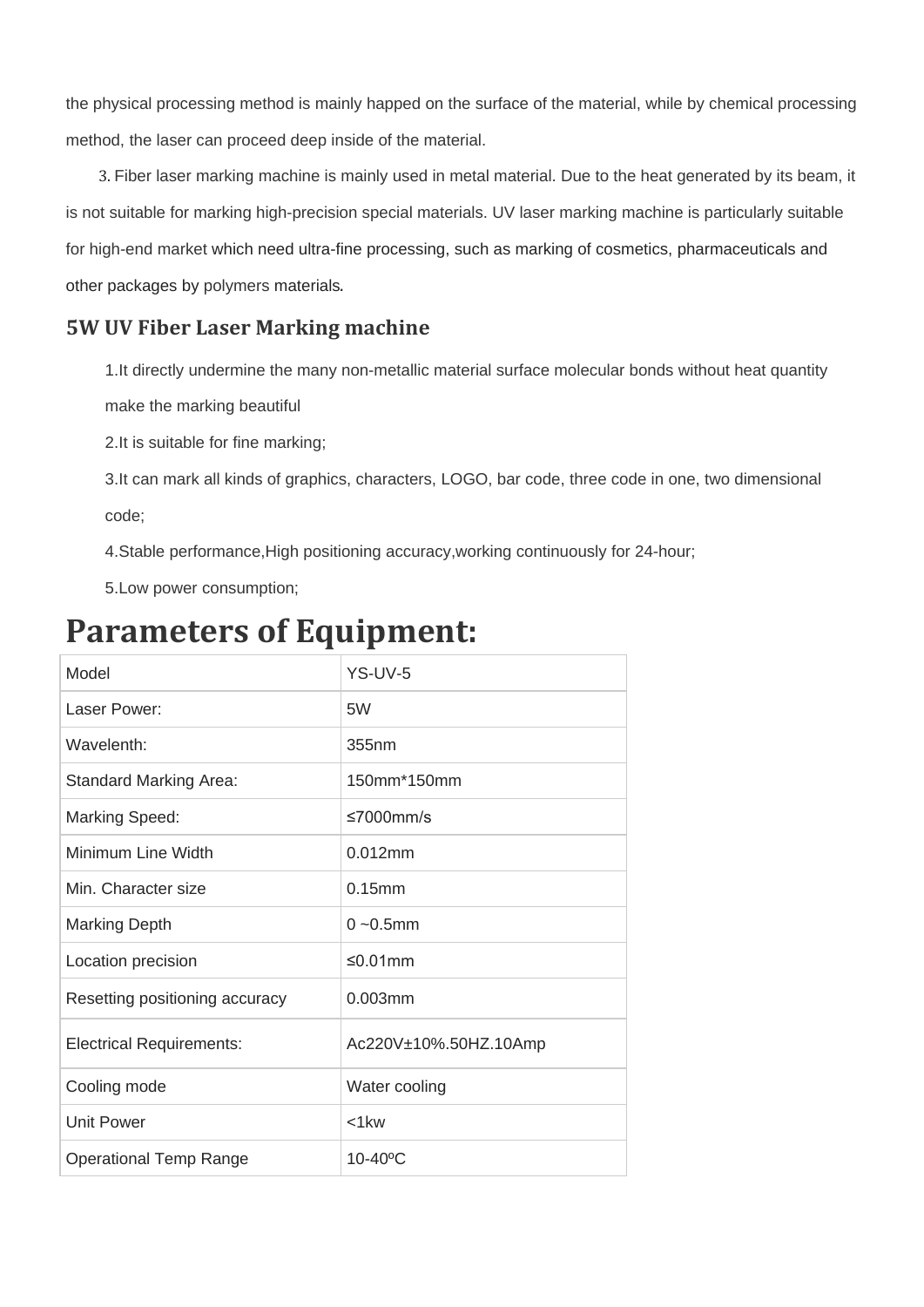the physical processing method is mainly happed on the surface of the material, while by chemical processing method, the laser can proceed deep inside of the material.

3. Fiber laser marking machine is mainly used in metal material. Due to the heat generated by its beam, it is not suitable for marking high-precision special materials. UV laser marking machine is particularly suitable for high-end market which need ultra-fine processing, such as marking of cosmetics, pharmaceuticals and other packages by polymers materials.

### 5W UV Fiber Laser Marking machine

1.It directly undermine the many non-metallic material surface molecular bonds without heat quantity make the marking beautiful

2.It is suitable for fine marking;

3.It can mark all kinds of graphics, characters, LOGO, bar code, three code in one, two dimensional code;

4.Stable performance,High positioning accuracy,working continuously for 24-hour;

5.Low power consumption;

# Parameters of Equipment:

| Model | YS-UV-5 |
|---|---|
| Laser Power: | 5W |
| Wavelenth: | 355nm |
| Standard Marking Area: | 150mm*150mm |
| Marking Speed: | ≤7000mm/s |
| Minimum Line Width | 0.012mm |
| Min. Character size | 0.15mm |
| Marking Depth | 0 ~0.5mm |
| Location precision | ≤0.01mm |
| Resetting positioning accuracy | 0.003mm |
| Electrical Requirements: | Ac220V±10%.50HZ.10Amp |
| Cooling mode | Water cooling |
| Unit Power | <1kw |
| Operational Temp Range | 10-40ºC |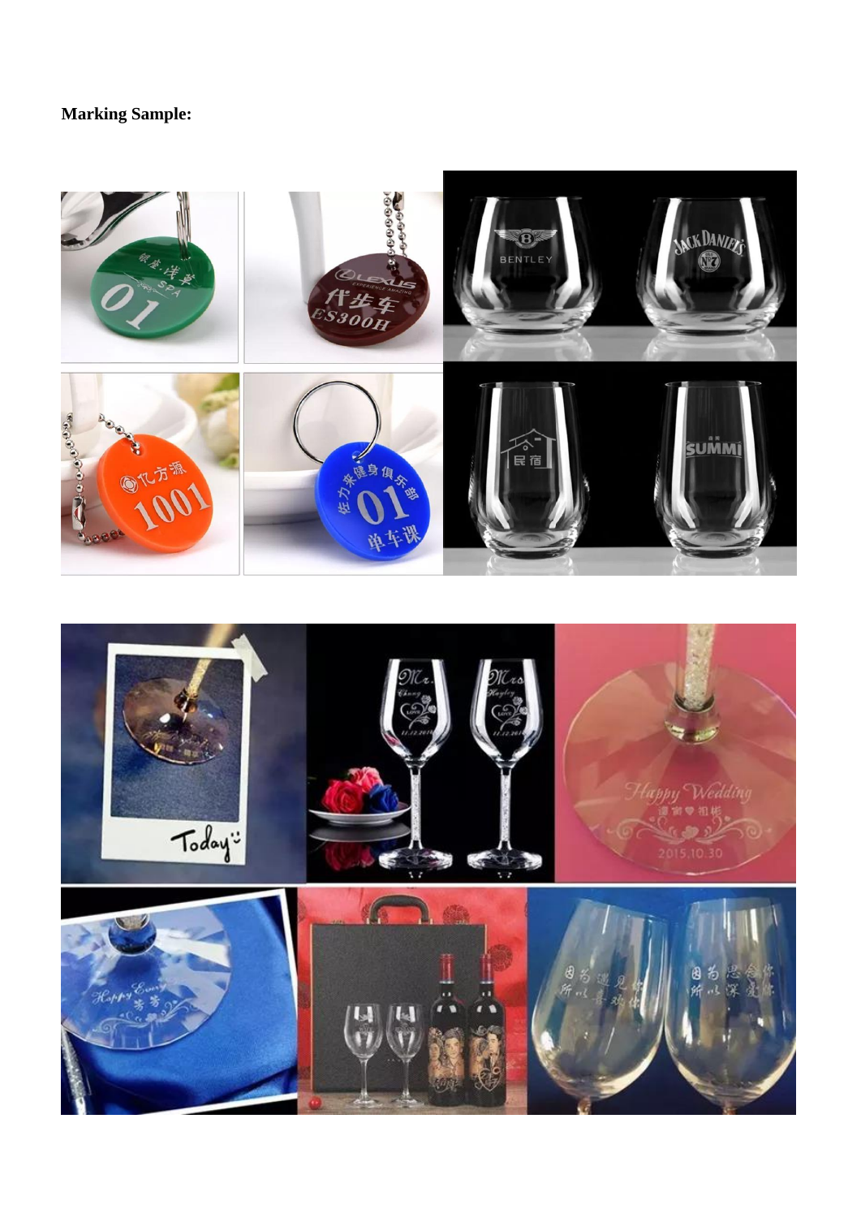**Marking Sample:**